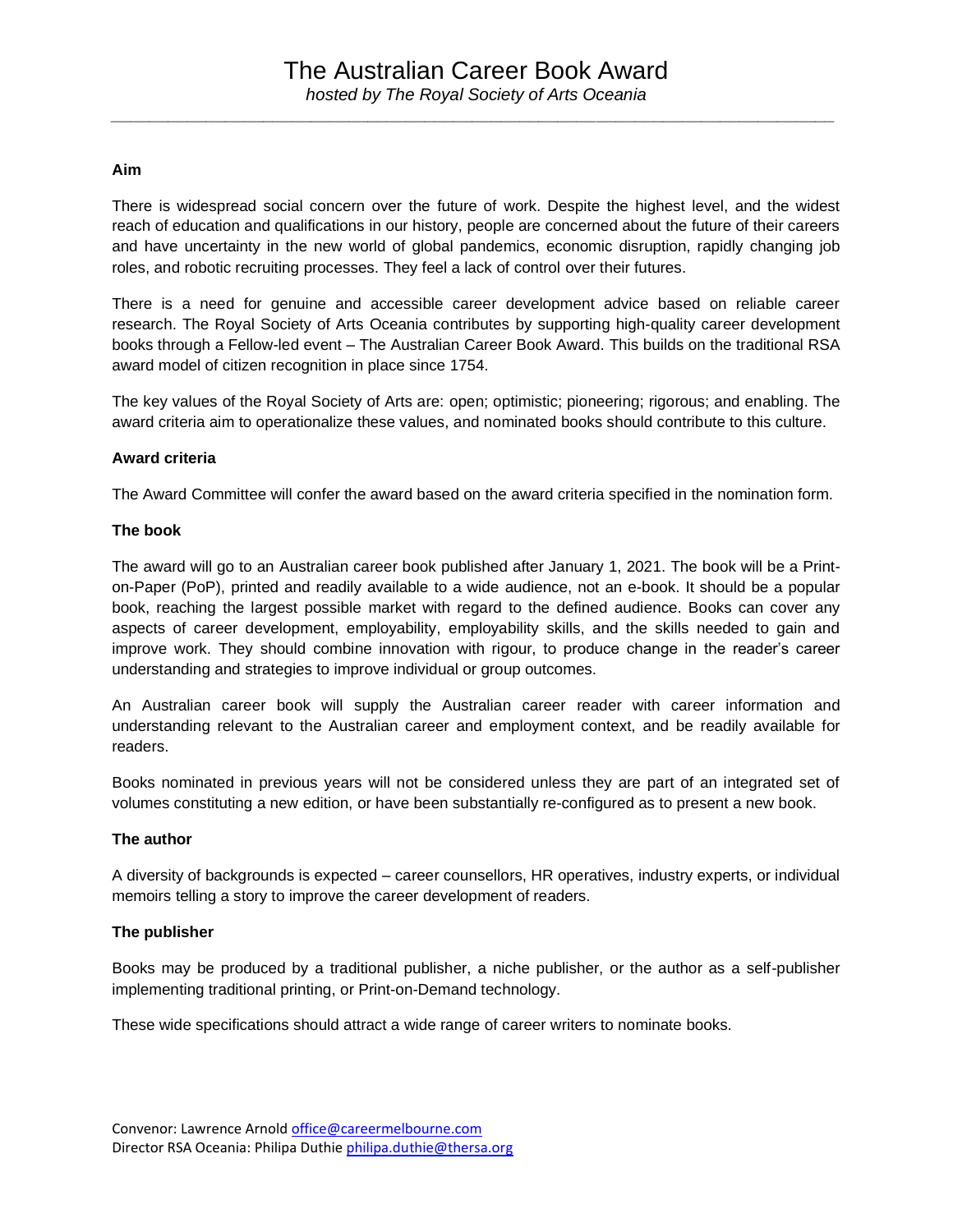# The Australian Career Book Award

*hosted by The Royal Society of Arts Oceania*

---

**Aim**

There is widespread social concern over the future of work. Despite the highest level, and the widest reach of education and qualifications in our history, people are concerned about the future of their careers and have uncertainty in the new world of global pandemics, economic disruption, rapidly changing job roles, and robotic recruiting processes. They feel a lack of control over their futures.

There is a need for genuine and accessible career development advice based on reliable career research. The Royal Society of Arts Oceania contributes by supporting high-quality career development books through a Fellow-led event – The Australian Career Book Award. This builds on the traditional RSA award model of citizen recognition in place since 1754.

The key values of the Royal Society of Arts are: open; optimistic; pioneering; rigorous; and enabling. The award criteria aim to operationalize these values, and nominated books should contribute to this culture.

**Award criteria**

The Award Committee will confer the award based on the award criteria specified in the nomination form.

**The book**

The award will go to an Australian career book published after January 1, 2021. The book will be a Print-on-Paper (PoP), printed and readily available to a wide audience, not an e-book. It should be a popular book, reaching the largest possible market with regard to the defined audience. Books can cover any aspects of career development, employability, employability skills, and the skills needed to gain and improve work. They should combine innovation with rigour, to produce change in the reader's career understanding and strategies to improve individual or group outcomes.

An Australian career book will supply the Australian career reader with career information and understanding relevant to the Australian career and employment context, and be readily available for readers.

Books nominated in previous years will not be considered unless they are part of an integrated set of volumes constituting a new edition, or have been substantially re-configured as to present a new book.

**The author**

A diversity of backgrounds is expected – career counsellors, HR operatives, industry experts, or individual memoirs telling a story to improve the career development of readers.

**The publisher**

Books may be produced by a traditional publisher, a niche publisher, or the author as a self-publisher implementing traditional printing, or Print-on-Demand technology.

These wide specifications should attract a wide range of career writers to nominate books.

Convenor: Lawrence Arnold office@careermelbourne.com
Director RSA Oceania: Philipa Duthie philipa.duthie@thersa.org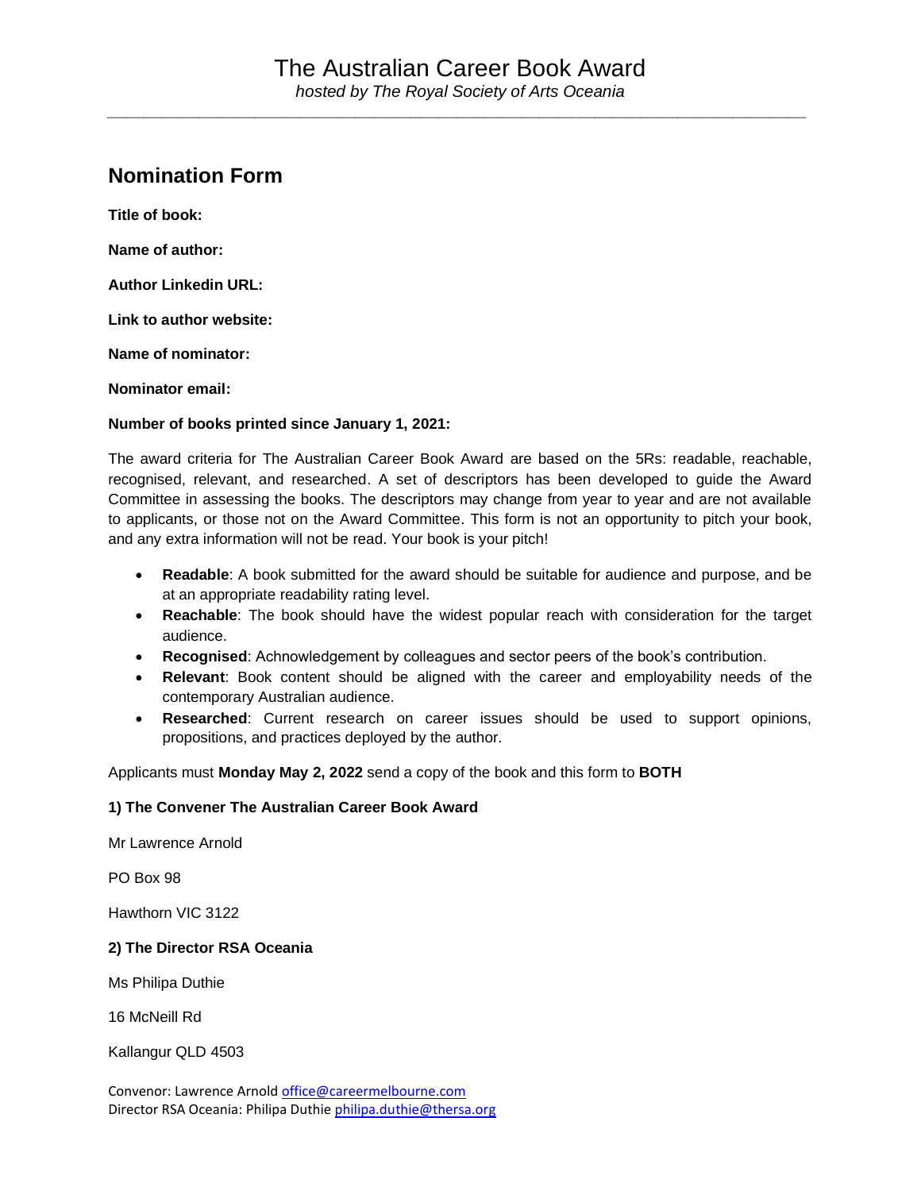# The Australian Career Book Award

*hosted by The Royal Society of Arts Oceania*

## Nomination Form

**Title of book:**

**Name of author:**

**Author Linkedin URL:**

**Link to author website:**

**Name of nominator:**

**Nominator email:**

**Number of books printed since January 1, 2021:**

The award criteria for The Australian Career Book Award are based on the 5Rs: readable, reachable, recognised, relevant, and researched. A set of descriptors has been developed to guide the Award Committee in assessing the books. The descriptors may change from year to year and are not available to applicants, or those not on the Award Committee. This form is not an opportunity to pitch your book, and any extra information will not be read. Your book is your pitch!

- **Readable**: A book submitted for the award should be suitable for audience and purpose, and be at an appropriate readability rating level.
- **Reachable**: The book should have the widest popular reach with consideration for the target audience.
- **Recognised**: Acknowledgement by colleagues and sector peers of the book's contribution.
- **Relevant**: Book content should be aligned with the career and employability needs of the contemporary Australian audience.
- **Researched**: Current research on career issues should be used to support opinions, propositions, and practices deployed by the author.

Applicants must **Monday May 2, 2022** send a copy of the book and this form to **BOTH**

**1) The Convener The Australian Career Book Award**

Mr Lawrence Arnold

PO Box 98

Hawthorn VIC 3122

**2) The Director RSA Oceania**

Ms Philipa Duthie

16 McNeill Rd

Kallangur QLD 4503

Convenor: Lawrence Arnold office@careermelbourne.com
Director RSA Oceania: Philipa Duthie philipa.duthie@thersa.org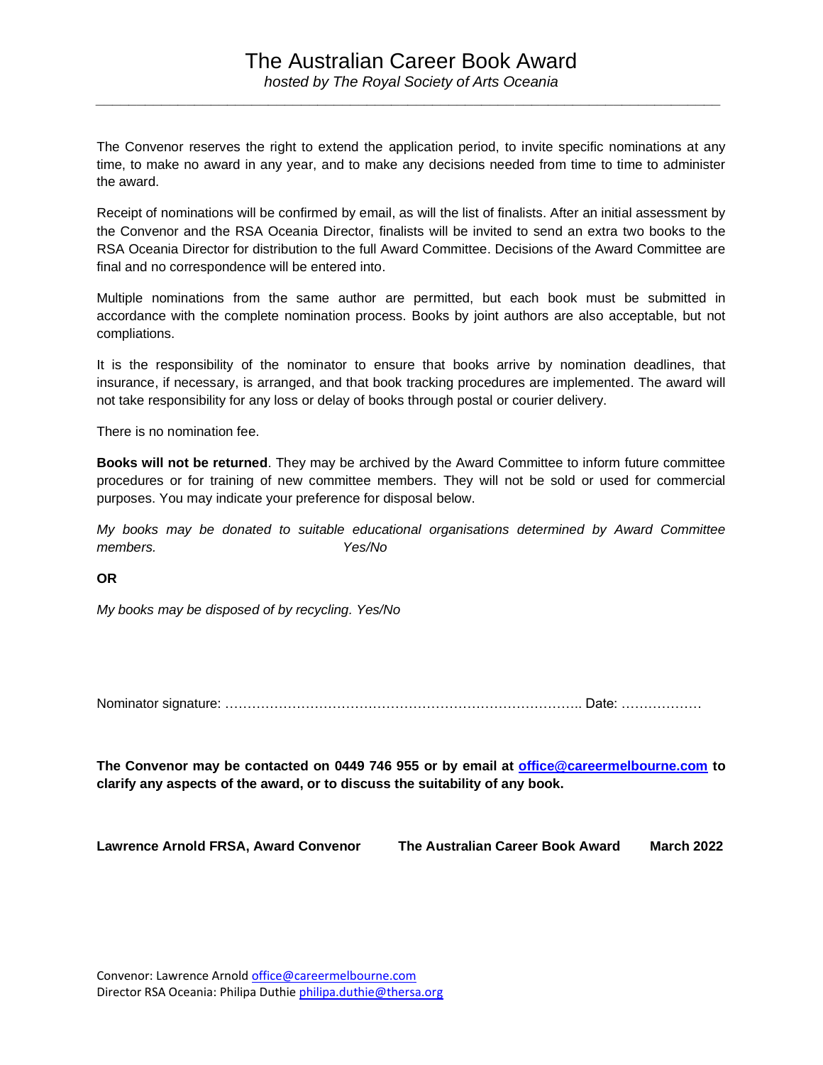The Convenor reserves the right to extend the application period, to invite specific nominations at any time, to make no award in any year, and to make any decisions needed from time to time to administer the award.

Receipt of nominations will be confirmed by email, as will the list of finalists. After an initial assessment by the Convenor and the RSA Oceania Director, finalists will be invited to send an extra two books to the RSA Oceania Director for distribution to the full Award Committee. Decisions of the Award Committee are final and no correspondence will be entered into.

Multiple nominations from the same author are permitted, but each book must be submitted in accordance with the complete nomination process. Books by joint authors are also acceptable, but not compliations.

It is the responsibility of the nominator to ensure that books arrive by nomination deadlines, that insurance, if necessary, is arranged, and that book tracking procedures are implemented. The award will not take responsibility for any loss or delay of books through postal or courier delivery.

There is no nomination fee.

**Books will not be returned**. They may be archived by the Award Committee to inform future committee procedures or for training of new committee members. They will not be sold or used for commercial purposes. You may indicate your preference for disposal below.

*My books may be donated to suitable educational organisations determined by Award Committee members. Yes/No*

**OR**

*My books may be disposed of by recycling. Yes/No*

Nominator signature: ……………………………………………………………………….. Date: ………………

**The Convenor may be contacted on 0449 746 955 or by email at office@careermelbourne.com to clarify any aspects of the award, or to discuss the suitability of any book.**

**Lawrence Arnold FRSA, Award Convenor The Australian Career Book Award March 2022**

Convenor: Lawrence Arnold office@careermelbourne.com
Director RSA Oceania: Philipa Duthie philipa.duthie@thersa.org